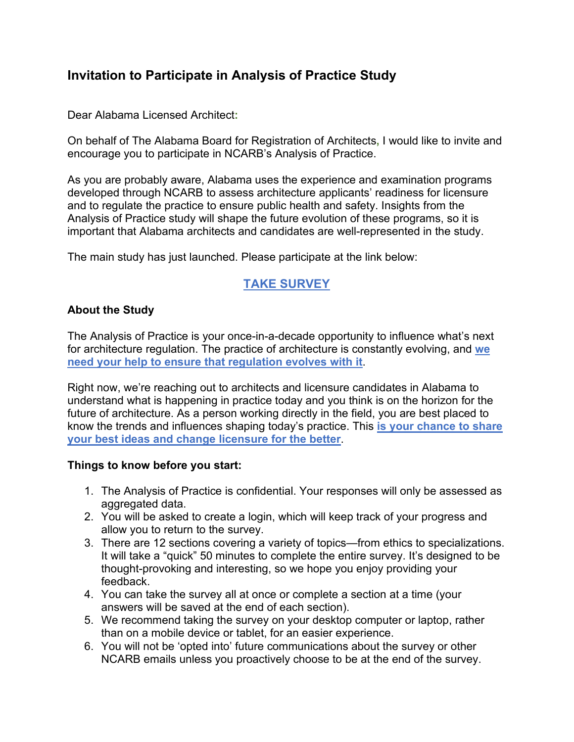# Invitation to Participate in Analysis of Practice Study

Dear Alabama Licensed Architect:

On behalf of The Alabama Board for Registration of Architects, I would like to invite and encourage you to participate in NCARB's Analysis of Practice.

As you are probably aware, Alabama uses the experience and examination programs developed through NCARB to assess architecture applicants' readiness for licensure and to regulate the practice to ensure public health and safety. Insights from the Analysis of Practice study will shape the future evolution of these programs, so it is important that Alabama architects and candidates are well-represented in the study.

The main study has just launched. Please participate at the link below:

**TAKE SURVEY**

**About the Study**

The Analysis of Practice is your once-in-a-decade opportunity to influence what's next for architecture regulation. The practice of architecture is constantly evolving, and **we need your help to ensure that regulation evolves with it**.

Right now, we're reaching out to architects and licensure candidates in Alabama to understand what is happening in practice today and you think is on the horizon for the future of architecture. As a person working directly in the field, you are best placed to know the trends and influences shaping today's practice. This **is your chance to share your best ideas and change licensure for the better**.

**Things to know before you start:**

1. The Analysis of Practice is confidential. Your responses will only be assessed as aggregated data.
2. You will be asked to create a login, which will keep track of your progress and allow you to return to the survey.
3. There are 12 sections covering a variety of topics—from ethics to specializations. It will take a "quick" 50 minutes to complete the entire survey. It's designed to be thought-provoking and interesting, so we hope you enjoy providing your feedback.
4. You can take the survey all at once or complete a section at a time (your answers will be saved at the end of each section).
5. We recommend taking the survey on your desktop computer or laptop, rather than on a mobile device or tablet, for an easier experience.
6. You will not be 'opted into' future communications about the survey or other NCARB emails unless you proactively choose to be at the end of the survey.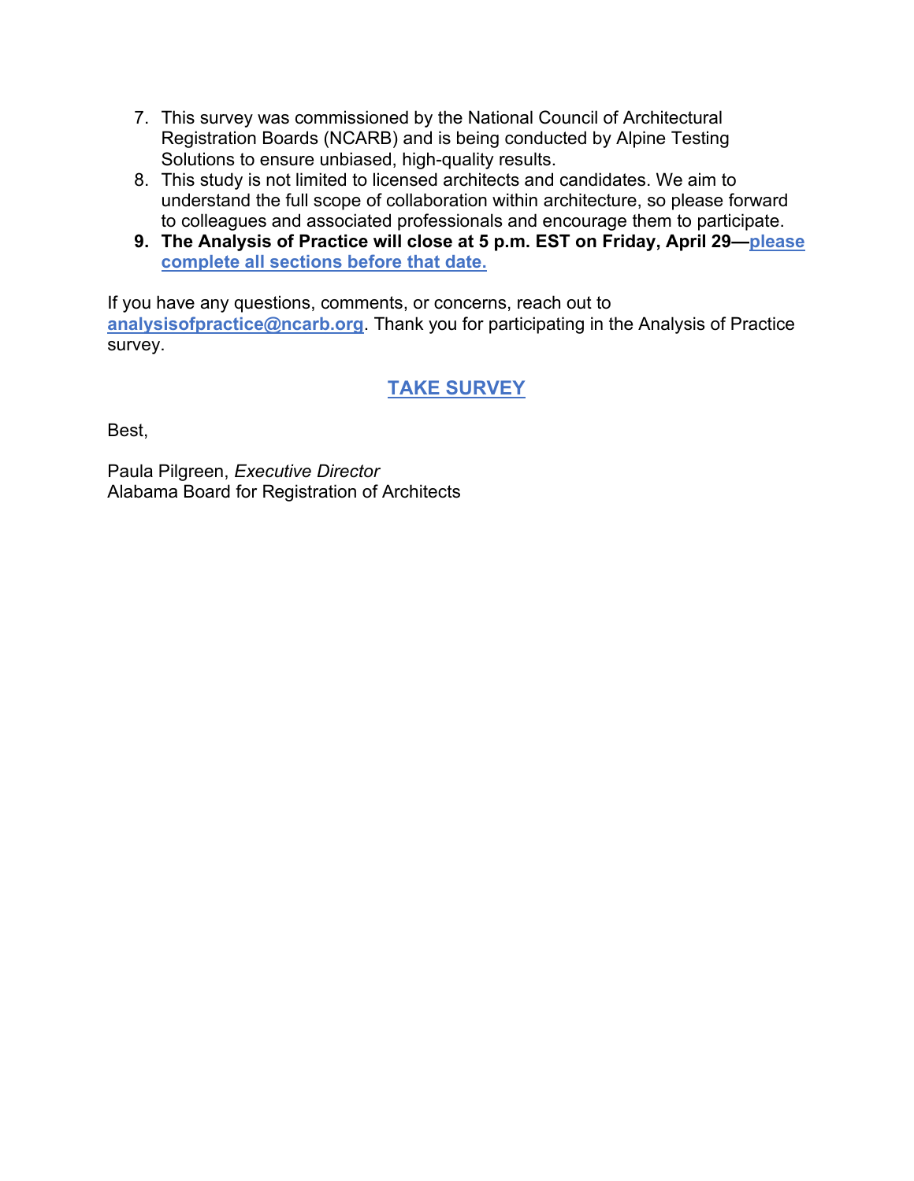7. This survey was commissioned by the National Council of Architectural Registration Boards (NCARB) and is being conducted by Alpine Testing Solutions to ensure unbiased, high-quality results.
8. This study is not limited to licensed architects and candidates. We aim to understand the full scope of collaboration within architecture, so please forward to colleagues and associated professionals and encourage them to participate.
9. **The Analysis of Practice will close at 5 p.m. EST on Friday, April 29—please complete all sections before that date.**

If you have any questions, comments, or concerns, reach out to **analysisofpractice@ncarb.org**. Thank you for participating in the Analysis of Practice survey.

**TAKE SURVEY**

Best,

Paula Pilgreen, *Executive Director*
Alabama Board for Registration of Architects